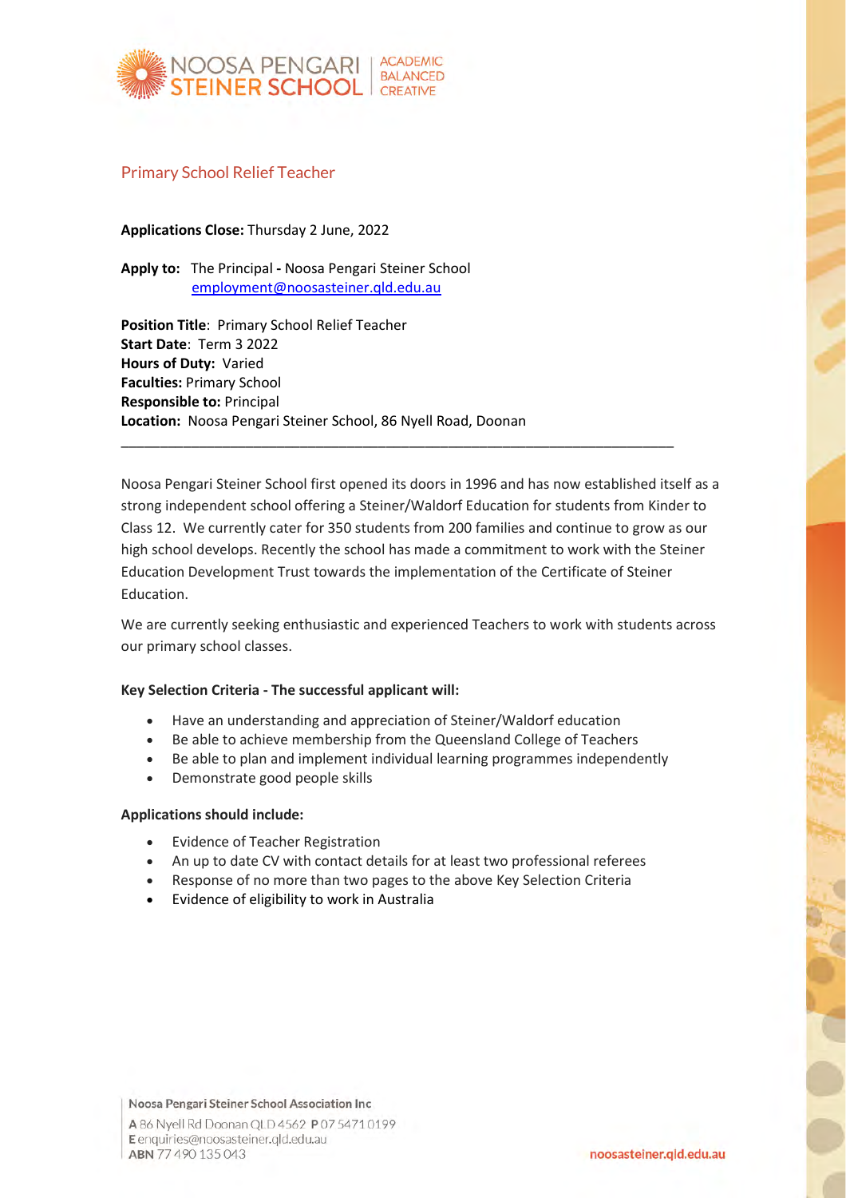NOOSA PENGARI STEINER SCHOOL | ACADEMIC BALANCED CREATIVE

## Primary School Relief Teacher

**Applications Close:** Thursday 2 June, 2022

**Apply to:** The Principal **-** Noosa Pengari Steiner School
employment@noosasteiner.qld.edu.au

**Position Title**: Primary School Relief Teacher
**Start Date**: Term 3 2022
**Hours of Duty:** Varied
**Faculties:** Primary School
**Responsible to:** Principal
**Location:** Noosa Pengari Steiner School, 86 Nyell Road, Doonan

---

Noosa Pengari Steiner School first opened its doors in 1996 and has now established itself as a strong independent school offering a Steiner/Waldorf Education for students from Kinder to Class 12. We currently cater for 350 students from 200 families and continue to grow as our high school develops. Recently the school has made a commitment to work with the Steiner Education Development Trust towards the implementation of the Certificate of Steiner Education.

We are currently seeking enthusiastic and experienced Teachers to work with students across our primary school classes.

**Key Selection Criteria - The successful applicant will:**

- Have an understanding and appreciation of Steiner/Waldorf education
- Be able to achieve membership from the Queensland College of Teachers
- Be able to plan and implement individual learning programmes independently
- Demonstrate good people skills

**Applications should include:**

- Evidence of Teacher Registration
- An up to date CV with contact details for at least two professional referees
- Response of no more than two pages to the above Key Selection Criteria
- Evidence of eligibility to work in Australia

Noosa Pengari Steiner School Association Inc
**A** 86 Nyell Rd Doonan QLD 4562 **P** 07 5471 0199
**E** enquiries@noosasteiner.qld.edu.au
**ABN** 77 490 135 043

noosasteiner.qld.edu.au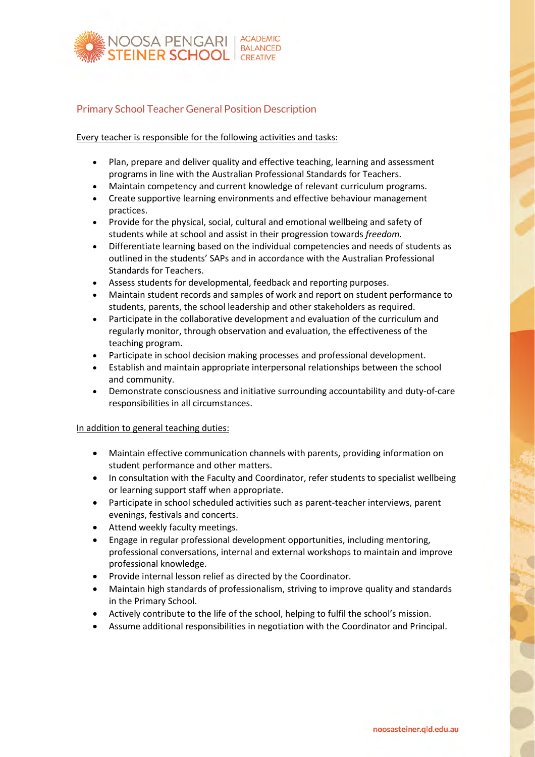## Primary School Teacher General Position Description

Every teacher is responsible for the following activities and tasks:

- Plan, prepare and deliver quality and effective teaching, learning and assessment programs in line with the Australian Professional Standards for Teachers.
- Maintain competency and current knowledge of relevant curriculum programs.
- Create supportive learning environments and effective behaviour management practices.
- Provide for the physical, social, cultural and emotional wellbeing and safety of students while at school and assist in their progression towards *freedom.*
- Differentiate learning based on the individual competencies and needs of students as outlined in the students' SAPs and in accordance with the Australian Professional Standards for Teachers.
- Assess students for developmental, feedback and reporting purposes.
- Maintain student records and samples of work and report on student performance to students, parents, the school leadership and other stakeholders as required.
- Participate in the collaborative development and evaluation of the curriculum and regularly monitor, through observation and evaluation, the effectiveness of the teaching program.
- Participate in school decision making processes and professional development.
- Establish and maintain appropriate interpersonal relationships between the school and community.
- Demonstrate consciousness and initiative surrounding accountability and duty-of-care responsibilities in all circumstances.

In addition to general teaching duties:

- Maintain effective communication channels with parents, providing information on student performance and other matters.
- In consultation with the Faculty and Coordinator, refer students to specialist wellbeing or learning support staff when appropriate.
- Participate in school scheduled activities such as parent-teacher interviews, parent evenings, festivals and concerts.
- Attend weekly faculty meetings.
- Engage in regular professional development opportunities, including mentoring, professional conversations, internal and external workshops to maintain and improve professional knowledge.
- Provide internal lesson relief as directed by the Coordinator.
- Maintain high standards of professionalism, striving to improve quality and standards in the Primary School.
- Actively contribute to the life of the school, helping to fulfil the school's mission.
- Assume additional responsibilities in negotiation with the Coordinator and Principal.